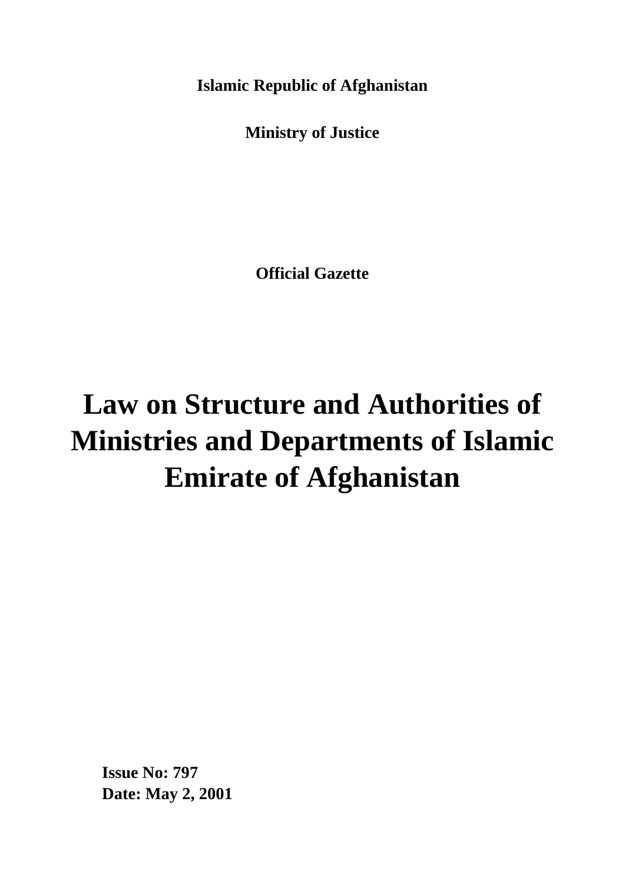**Islamic Republic of Afghanistan**

**Ministry of Justice**

**Official Gazette**

# Law on Structure and Authorities of Ministries and Departments of Islamic Emirate of Afghanistan

**Issue No: 797**
**Date: May 2, 2001**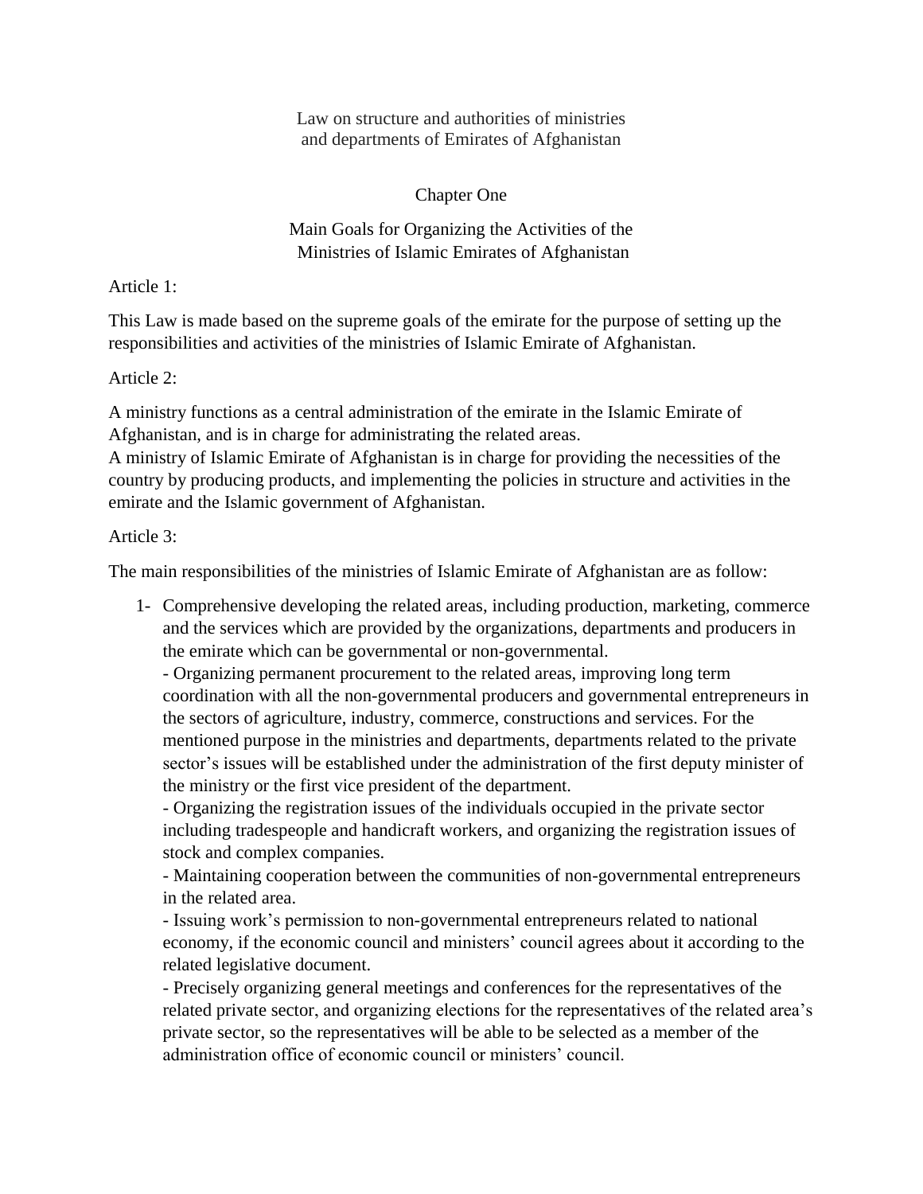Law on structure and authorities of ministries and departments of Emirates of Afghanistan

## Chapter One

## Main Goals for Organizing the Activities of the Ministries of Islamic Emirates of Afghanistan

Article 1:

This Law is made based on the supreme goals of the emirate for the purpose of setting up the responsibilities and activities of the ministries of Islamic Emirate of Afghanistan.

Article 2:

A ministry functions as a central administration of the emirate in the Islamic Emirate of Afghanistan, and is in charge for administrating the related areas.
A ministry of Islamic Emirate of Afghanistan is in charge for providing the necessities of the country by producing products, and implementing the policies in structure and activities in the emirate and the Islamic government of Afghanistan.

Article 3:

The main responsibilities of the ministries of Islamic Emirate of Afghanistan are as follow:

1- Comprehensive developing the related areas, including production, marketing, commerce and the services which are provided by the organizations, departments and producers in the emirate which can be governmental or non-governmental.
- Organizing permanent procurement to the related areas, improving long term coordination with all the non-governmental producers and governmental entrepreneurs in the sectors of agriculture, industry, commerce, constructions and services. For the mentioned purpose in the ministries and departments, departments related to the private sector's issues will be established under the administration of the first deputy minister of the ministry or the first vice president of the department.
- Organizing the registration issues of the individuals occupied in the private sector including tradespeople and handicraft workers, and organizing the registration issues of stock and complex companies.
- Maintaining cooperation between the communities of non-governmental entrepreneurs in the related area.
- Issuing work's permission to non-governmental entrepreneurs related to national economy, if the economic council and ministers' council agrees about it according to the related legislative document.
- Precisely organizing general meetings and conferences for the representatives of the related private sector, and organizing elections for the representatives of the related area's private sector, so the representatives will be able to be selected as a member of the administration office of economic council or ministers' council.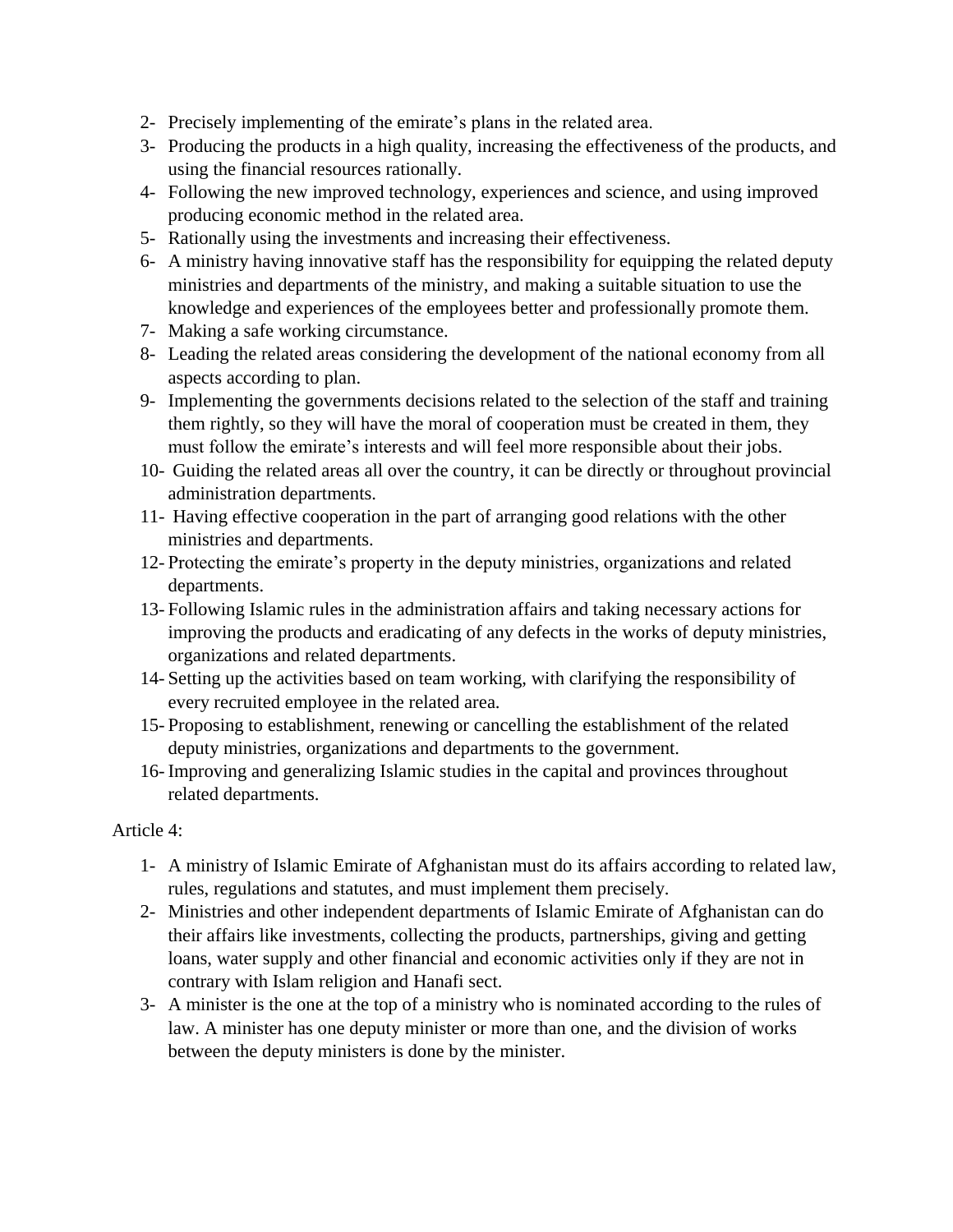2- Precisely implementing of the emirate's plans in the related area.
3- Producing the products in a high quality, increasing the effectiveness of the products, and using the financial resources rationally.
4- Following the new improved technology, experiences and science, and using improved producing economic method in the related area.
5- Rationally using the investments and increasing their effectiveness.
6- A ministry having innovative staff has the responsibility for equipping the related deputy ministries and departments of the ministry, and making a suitable situation to use the knowledge and experiences of the employees better and professionally promote them.
7- Making a safe working circumstance.
8- Leading the related areas considering the development of the national economy from all aspects according to plan.
9- Implementing the governments decisions related to the selection of the staff and training them rightly, so they will have the moral of cooperation must be created in them, they must follow the emirate's interests and will feel more responsible about their jobs.
10- Guiding the related areas all over the country, it can be directly or throughout provincial administration departments.
11- Having effective cooperation in the part of arranging good relations with the other ministries and departments.
12- Protecting the emirate's property in the deputy ministries, organizations and related departments.
13- Following Islamic rules in the administration affairs and taking necessary actions for improving the products and eradicating of any defects in the works of deputy ministries, organizations and related departments.
14- Setting up the activities based on team working, with clarifying the responsibility of every recruited employee in the related area.
15- Proposing to establishment, renewing or cancelling the establishment of the related deputy ministries, organizations and departments to the government.
16- Improving and generalizing Islamic studies in the capital and provinces throughout related departments.

Article 4:

1- A ministry of Islamic Emirate of Afghanistan must do its affairs according to related law, rules, regulations and statutes, and must implement them precisely.
2- Ministries and other independent departments of Islamic Emirate of Afghanistan can do their affairs like investments, collecting the products, partnerships, giving and getting loans, water supply and other financial and economic activities only if they are not in contrary with Islam religion and Hanafi sect.
3- A minister is the one at the top of a ministry who is nominated according to the rules of law. A minister has one deputy minister or more than one, and the division of works between the deputy ministers is done by the minister.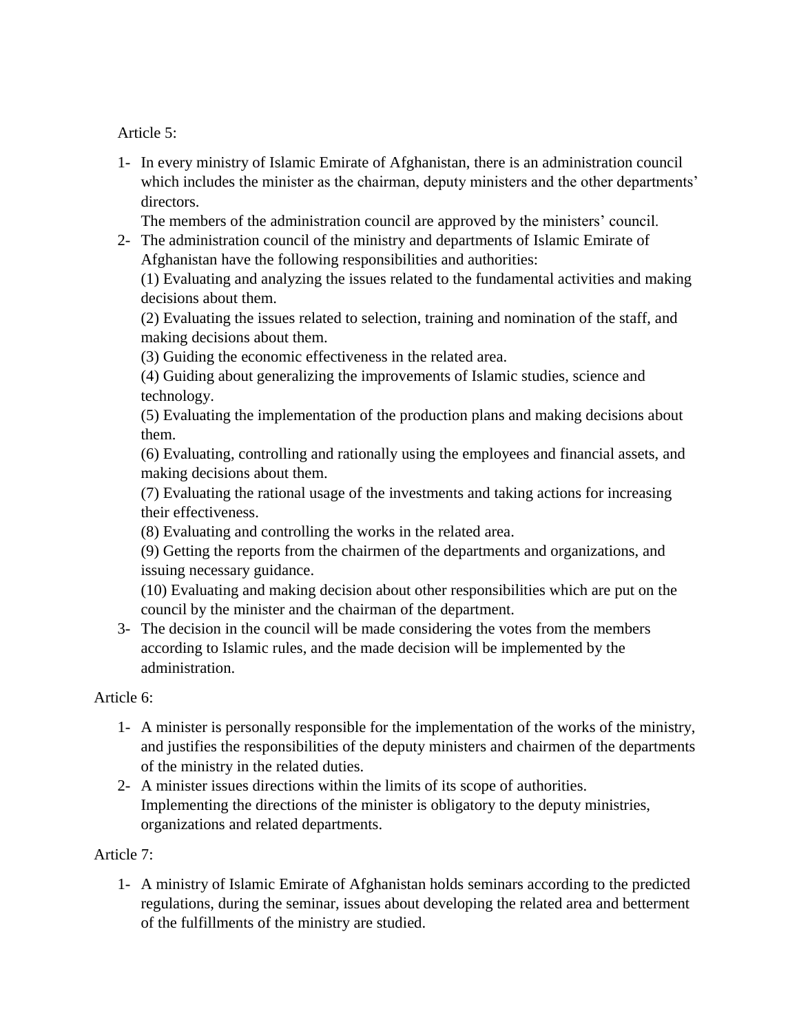Article 5:

1- In every ministry of Islamic Emirate of Afghanistan, there is an administration council which includes the minister as the chairman, deputy ministers and the other departments' directors.
   The members of the administration council are approved by the ministers' council.
2- The administration council of the ministry and departments of Islamic Emirate of Afghanistan have the following responsibilities and authorities:
   (1) Evaluating and analyzing the issues related to the fundamental activities and making decisions about them.
   (2) Evaluating the issues related to selection, training and nomination of the staff, and making decisions about them.
   (3) Guiding the economic effectiveness in the related area.
   (4) Guiding about generalizing the improvements of Islamic studies, science and technology.
   (5) Evaluating the implementation of the production plans and making decisions about them.
   (6) Evaluating, controlling and rationally using the employees and financial assets, and making decisions about them.
   (7) Evaluating the rational usage of the investments and taking actions for increasing their effectiveness.
   (8) Evaluating and controlling the works in the related area.
   (9) Getting the reports from the chairmen of the departments and organizations, and issuing necessary guidance.
   (10) Evaluating and making decision about other responsibilities which are put on the council by the minister and the chairman of the department.
3- The decision in the council will be made considering the votes from the members according to Islamic rules, and the made decision will be implemented by the administration.

Article 6:

1- A minister is personally responsible for the implementation of the works of the ministry, and justifies the responsibilities of the deputy ministers and chairmen of the departments of the ministry in the related duties.
2- A minister issues directions within the limits of its scope of authorities.
   Implementing the directions of the minister is obligatory to the deputy ministries, organizations and related departments.

Article 7:

1- A ministry of Islamic Emirate of Afghanistan holds seminars according to the predicted regulations, during the seminar, issues about developing the related area and betterment of the fulfillments of the ministry are studied.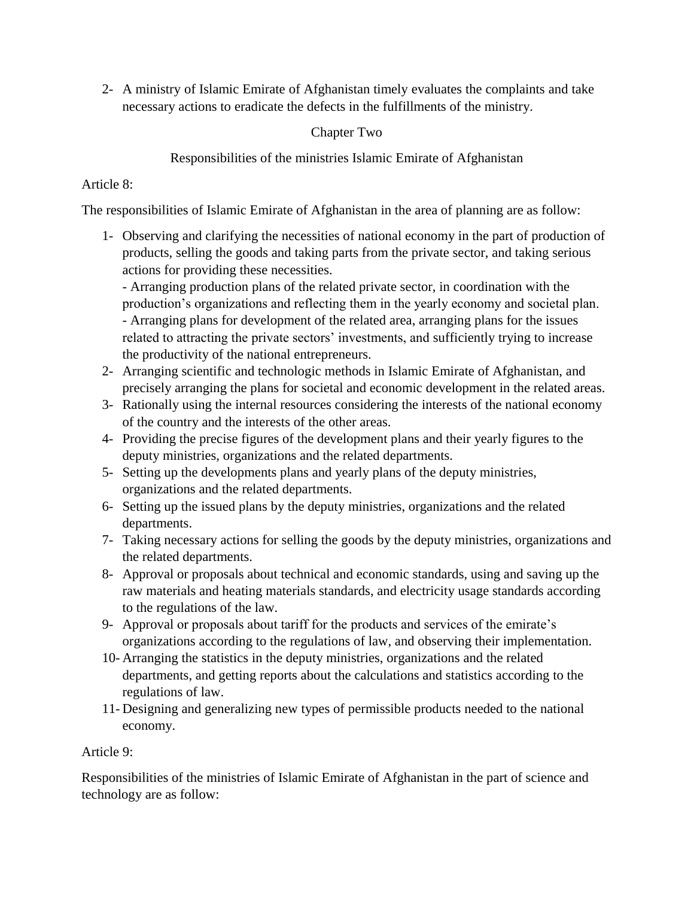2- A ministry of Islamic Emirate of Afghanistan timely evaluates the complaints and take necessary actions to eradicate the defects in the fulfillments of the ministry.

## Chapter Two

## Responsibilities of the ministries Islamic Emirate of Afghanistan

Article 8:

The responsibilities of Islamic Emirate of Afghanistan in the area of planning are as follow:

1- Observing and clarifying the necessities of national economy in the part of production of products, selling the goods and taking parts from the private sector, and taking serious actions for providing these necessities.
   - Arranging production plans of the related private sector, in coordination with the production's organizations and reflecting them in the yearly economy and societal plan.
   - Arranging plans for development of the related area, arranging plans for the issues related to attracting the private sectors' investments, and sufficiently trying to increase the productivity of the national entrepreneurs.
2- Arranging scientific and technologic methods in Islamic Emirate of Afghanistan, and precisely arranging the plans for societal and economic development in the related areas.
3- Rationally using the internal resources considering the interests of the national economy of the country and the interests of the other areas.
4- Providing the precise figures of the development plans and their yearly figures to the deputy ministries, organizations and the related departments.
5- Setting up the developments plans and yearly plans of the deputy ministries, organizations and the related departments.
6- Setting up the issued plans by the deputy ministries, organizations and the related departments.
7- Taking necessary actions for selling the goods by the deputy ministries, organizations and the related departments.
8- Approval or proposals about technical and economic standards, using and saving up the raw materials and heating materials standards, and electricity usage standards according to the regulations of the law.
9- Approval or proposals about tariff for the products and services of the emirate's organizations according to the regulations of law, and observing their implementation.
10- Arranging the statistics in the deputy ministries, organizations and the related departments, and getting reports about the calculations and statistics according to the regulations of law.
11- Designing and generalizing new types of permissible products needed to the national economy.

Article 9:

Responsibilities of the ministries of Islamic Emirate of Afghanistan in the part of science and technology are as follow: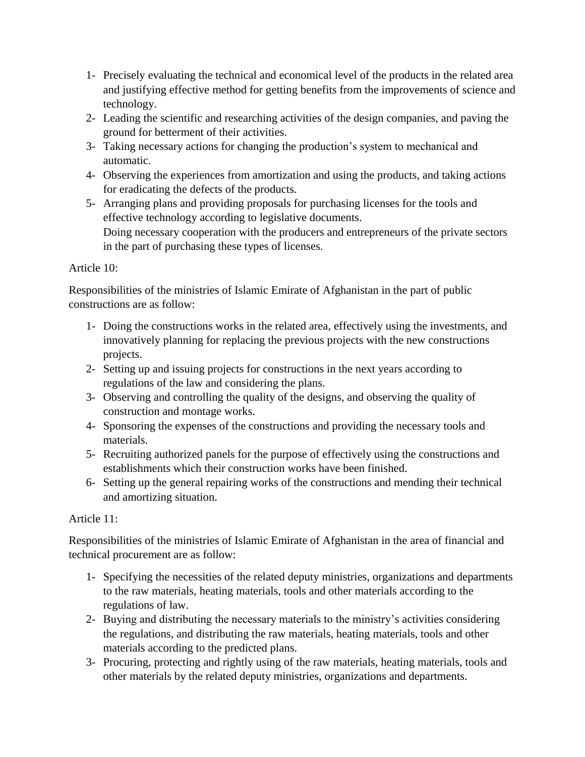1- Precisely evaluating the technical and economical level of the products in the related area and justifying effective method for getting benefits from the improvements of science and technology.
2- Leading the scientific and researching activities of the design companies, and paving the ground for betterment of their activities.
3- Taking necessary actions for changing the production's system to mechanical and automatic.
4- Observing the experiences from amortization and using the products, and taking actions for eradicating the defects of the products.
5- Arranging plans and providing proposals for purchasing licenses for the tools and effective technology according to legislative documents.
   Doing necessary cooperation with the producers and entrepreneurs of the private sectors in the part of purchasing these types of licenses.

Article 10:

Responsibilities of the ministries of Islamic Emirate of Afghanistan in the part of public constructions are as follow:

1- Doing the constructions works in the related area, effectively using the investments, and innovatively planning for replacing the previous projects with the new constructions projects.
2- Setting up and issuing projects for constructions in the next years according to regulations of the law and considering the plans.
3- Observing and controlling the quality of the designs, and observing the quality of construction and montage works.
4- Sponsoring the expenses of the constructions and providing the necessary tools and materials.
5- Recruiting authorized panels for the purpose of effectively using the constructions and establishments which their construction works have been finished.
6- Setting up the general repairing works of the constructions and mending their technical and amortizing situation.

Article 11:

Responsibilities of the ministries of Islamic Emirate of Afghanistan in the area of financial and technical procurement are as follow:

1- Specifying the necessities of the related deputy ministries, organizations and departments to the raw materials, heating materials, tools and other materials according to the regulations of law.
2- Buying and distributing the necessary materials to the ministry's activities considering the regulations, and distributing the raw materials, heating materials, tools and other materials according to the predicted plans.
3- Procuring, protecting and rightly using of the raw materials, heating materials, tools and other materials by the related deputy ministries, organizations and departments.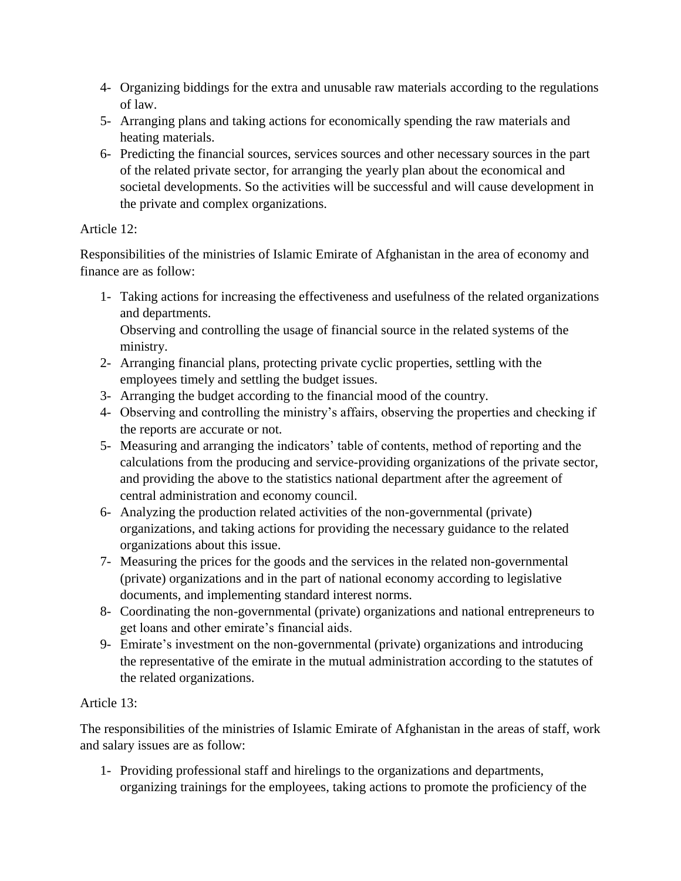4- Organizing biddings for the extra and unusable raw materials according to the regulations of law.
5- Arranging plans and taking actions for economically spending the raw materials and heating materials.
6- Predicting the financial sources, services sources and other necessary sources in the part of the related private sector, for arranging the yearly plan about the economical and societal developments. So the activities will be successful and will cause development in the private and complex organizations.

Article 12:

Responsibilities of the ministries of Islamic Emirate of Afghanistan in the area of economy and finance are as follow:

1- Taking actions for increasing the effectiveness and usefulness of the related organizations and departments.
   Observing and controlling the usage of financial source in the related systems of the ministry.
2- Arranging financial plans, protecting private cyclic properties, settling with the employees timely and settling the budget issues.
3- Arranging the budget according to the financial mood of the country.
4- Observing and controlling the ministry's affairs, observing the properties and checking if the reports are accurate or not.
5- Measuring and arranging the indicators' table of contents, method of reporting and the calculations from the producing and service-providing organizations of the private sector, and providing the above to the statistics national department after the agreement of central administration and economy council.
6- Analyzing the production related activities of the non-governmental (private) organizations, and taking actions for providing the necessary guidance to the related organizations about this issue.
7- Measuring the prices for the goods and the services in the related non-governmental (private) organizations and in the part of national economy according to legislative documents, and implementing standard interest norms.
8- Coordinating the non-governmental (private) organizations and national entrepreneurs to get loans and other emirate's financial aids.
9- Emirate's investment on the non-governmental (private) organizations and introducing the representative of the emirate in the mutual administration according to the statutes of the related organizations.

Article 13:

The responsibilities of the ministries of Islamic Emirate of Afghanistan in the areas of staff, work and salary issues are as follow:

1- Providing professional staff and hirelings to the organizations and departments, organizing trainings for the employees, taking actions to promote the proficiency of the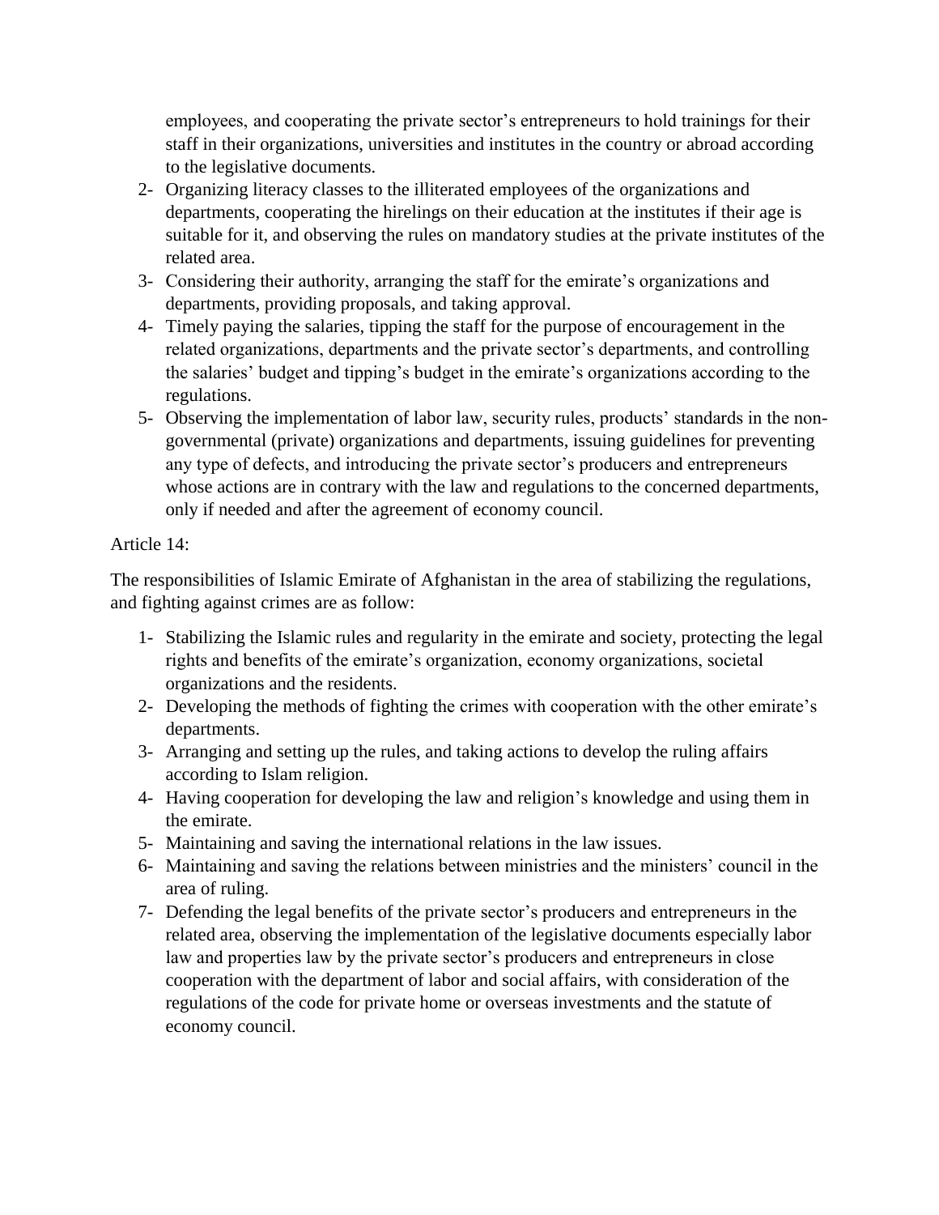employees, and cooperating the private sector's entrepreneurs to hold trainings for their staff in their organizations, universities and institutes in the country or abroad according to the legislative documents.

2- Organizing literacy classes to the illiterated employees of the organizations and departments, cooperating the hirelings on their education at the institutes if their age is suitable for it, and observing the rules on mandatory studies at the private institutes of the related area.
3- Considering their authority, arranging the staff for the emirate's organizations and departments, providing proposals, and taking approval.
4- Timely paying the salaries, tipping the staff for the purpose of encouragement in the related organizations, departments and the private sector's departments, and controlling the salaries' budget and tipping's budget in the emirate's organizations according to the regulations.
5- Observing the implementation of labor law, security rules, products' standards in the non-governmental (private) organizations and departments, issuing guidelines for preventing any type of defects, and introducing the private sector's producers and entrepreneurs whose actions are in contrary with the law and regulations to the concerned departments, only if needed and after the agreement of economy council.

Article 14:

The responsibilities of Islamic Emirate of Afghanistan in the area of stabilizing the regulations, and fighting against crimes are as follow:

1- Stabilizing the Islamic rules and regularity in the emirate and society, protecting the legal rights and benefits of the emirate's organization, economy organizations, societal organizations and the residents.
2- Developing the methods of fighting the crimes with cooperation with the other emirate's departments.
3- Arranging and setting up the rules, and taking actions to develop the ruling affairs according to Islam religion.
4- Having cooperation for developing the law and religion's knowledge and using them in the emirate.
5- Maintaining and saving the international relations in the law issues.
6- Maintaining and saving the relations between ministries and the ministers' council in the area of ruling.
7- Defending the legal benefits of the private sector's producers and entrepreneurs in the related area, observing the implementation of the legislative documents especially labor law and properties law by the private sector's producers and entrepreneurs in close cooperation with the department of labor and social affairs, with consideration of the regulations of the code for private home or overseas investments and the statute of economy council.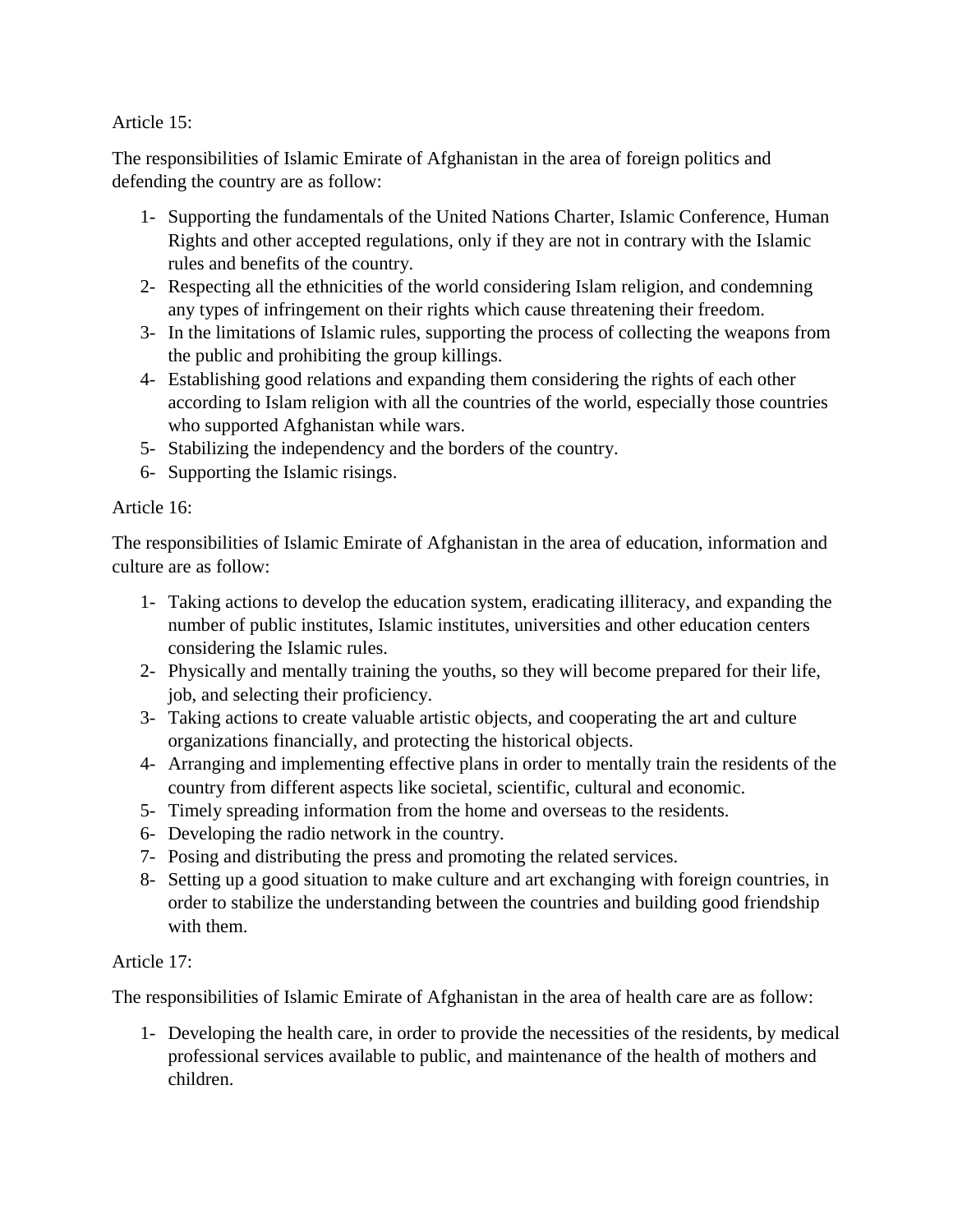Article 15:

The responsibilities of Islamic Emirate of Afghanistan in the area of foreign politics and defending the country are as follow:

1- Supporting the fundamentals of the United Nations Charter, Islamic Conference, Human Rights and other accepted regulations, only if they are not in contrary with the Islamic rules and benefits of the country.
2- Respecting all the ethnicities of the world considering Islam religion, and condemning any types of infringement on their rights which cause threatening their freedom.
3- In the limitations of Islamic rules, supporting the process of collecting the weapons from the public and prohibiting the group killings.
4- Establishing good relations and expanding them considering the rights of each other according to Islam religion with all the countries of the world, especially those countries who supported Afghanistan while wars.
5- Stabilizing the independency and the borders of the country.
6- Supporting the Islamic risings.

Article 16:

The responsibilities of Islamic Emirate of Afghanistan in the area of education, information and culture are as follow:

1- Taking actions to develop the education system, eradicating illiteracy, and expanding the number of public institutes, Islamic institutes, universities and other education centers considering the Islamic rules.
2- Physically and mentally training the youths, so they will become prepared for their life, job, and selecting their proficiency.
3- Taking actions to create valuable artistic objects, and cooperating the art and culture organizations financially, and protecting the historical objects.
4- Arranging and implementing effective plans in order to mentally train the residents of the country from different aspects like societal, scientific, cultural and economic.
5- Timely spreading information from the home and overseas to the residents.
6- Developing the radio network in the country.
7- Posing and distributing the press and promoting the related services.
8- Setting up a good situation to make culture and art exchanging with foreign countries, in order to stabilize the understanding between the countries and building good friendship with them.

Article 17:

The responsibilities of Islamic Emirate of Afghanistan in the area of health care are as follow:

1- Developing the health care, in order to provide the necessities of the residents, by medical professional services available to public, and maintenance of the health of mothers and children.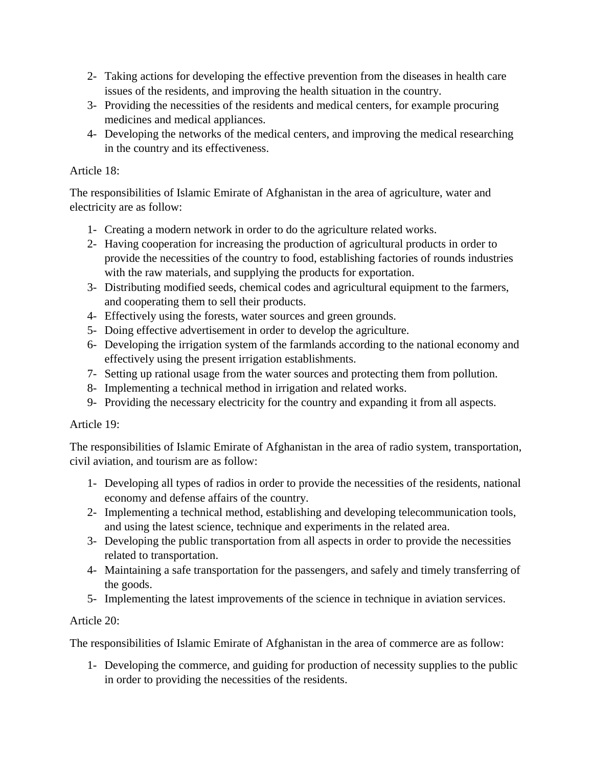2- Taking actions for developing the effective prevention from the diseases in health care issues of the residents, and improving the health situation in the country.
3- Providing the necessities of the residents and medical centers, for example procuring medicines and medical appliances.
4- Developing the networks of the medical centers, and improving the medical researching in the country and its effectiveness.

Article 18:

The responsibilities of Islamic Emirate of Afghanistan in the area of agriculture, water and electricity are as follow:

1- Creating a modern network in order to do the agriculture related works.
2- Having cooperation for increasing the production of agricultural products in order to provide the necessities of the country to food, establishing factories of rounds industries with the raw materials, and supplying the products for exportation.
3- Distributing modified seeds, chemical codes and agricultural equipment to the farmers, and cooperating them to sell their products.
4- Effectively using the forests, water sources and green grounds.
5- Doing effective advertisement in order to develop the agriculture.
6- Developing the irrigation system of the farmlands according to the national economy and effectively using the present irrigation establishments.
7- Setting up rational usage from the water sources and protecting them from pollution.
8- Implementing a technical method in irrigation and related works.
9- Providing the necessary electricity for the country and expanding it from all aspects.

Article 19:

The responsibilities of Islamic Emirate of Afghanistan in the area of radio system, transportation, civil aviation, and tourism are as follow:

1- Developing all types of radios in order to provide the necessities of the residents, national economy and defense affairs of the country.
2- Implementing a technical method, establishing and developing telecommunication tools, and using the latest science, technique and experiments in the related area.
3- Developing the public transportation from all aspects in order to provide the necessities related to transportation.
4- Maintaining a safe transportation for the passengers, and safely and timely transferring of the goods.
5- Implementing the latest improvements of the science in technique in aviation services.

Article 20:

The responsibilities of Islamic Emirate of Afghanistan in the area of commerce are as follow:

1- Developing the commerce, and guiding for production of necessity supplies to the public in order to providing the necessities of the residents.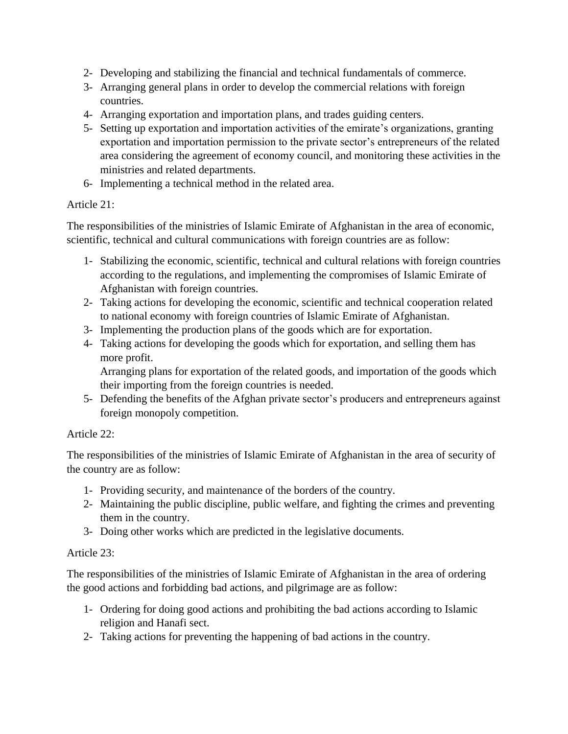2- Developing and stabilizing the financial and technical fundamentals of commerce.
3- Arranging general plans in order to develop the commercial relations with foreign countries.
4- Arranging exportation and importation plans, and trades guiding centers.
5- Setting up exportation and importation activities of the emirate's organizations, granting exportation and importation permission to the private sector's entrepreneurs of the related area considering the agreement of economy council, and monitoring these activities in the ministries and related departments.
6- Implementing a technical method in the related area.

Article 21:

The responsibilities of the ministries of Islamic Emirate of Afghanistan in the area of economic, scientific, technical and cultural communications with foreign countries are as follow:

1- Stabilizing the economic, scientific, technical and cultural relations with foreign countries according to the regulations, and implementing the compromises of Islamic Emirate of Afghanistan with foreign countries.
2- Taking actions for developing the economic, scientific and technical cooperation related to national economy with foreign countries of Islamic Emirate of Afghanistan.
3- Implementing the production plans of the goods which are for exportation.
4- Taking actions for developing the goods which for exportation, and selling them has more profit.
   Arranging plans for exportation of the related goods, and importation of the goods which their importing from the foreign countries is needed.
5- Defending the benefits of the Afghan private sector's producers and entrepreneurs against foreign monopoly competition.

Article 22:

The responsibilities of the ministries of Islamic Emirate of Afghanistan in the area of security of the country are as follow:

1- Providing security, and maintenance of the borders of the country.
2- Maintaining the public discipline, public welfare, and fighting the crimes and preventing them in the country.
3- Doing other works which are predicted in the legislative documents.

Article 23:

The responsibilities of the ministries of Islamic Emirate of Afghanistan in the area of ordering the good actions and forbidding bad actions, and pilgrimage are as follow:

1- Ordering for doing good actions and prohibiting the bad actions according to Islamic religion and Hanafi sect.
2- Taking actions for preventing the happening of bad actions in the country.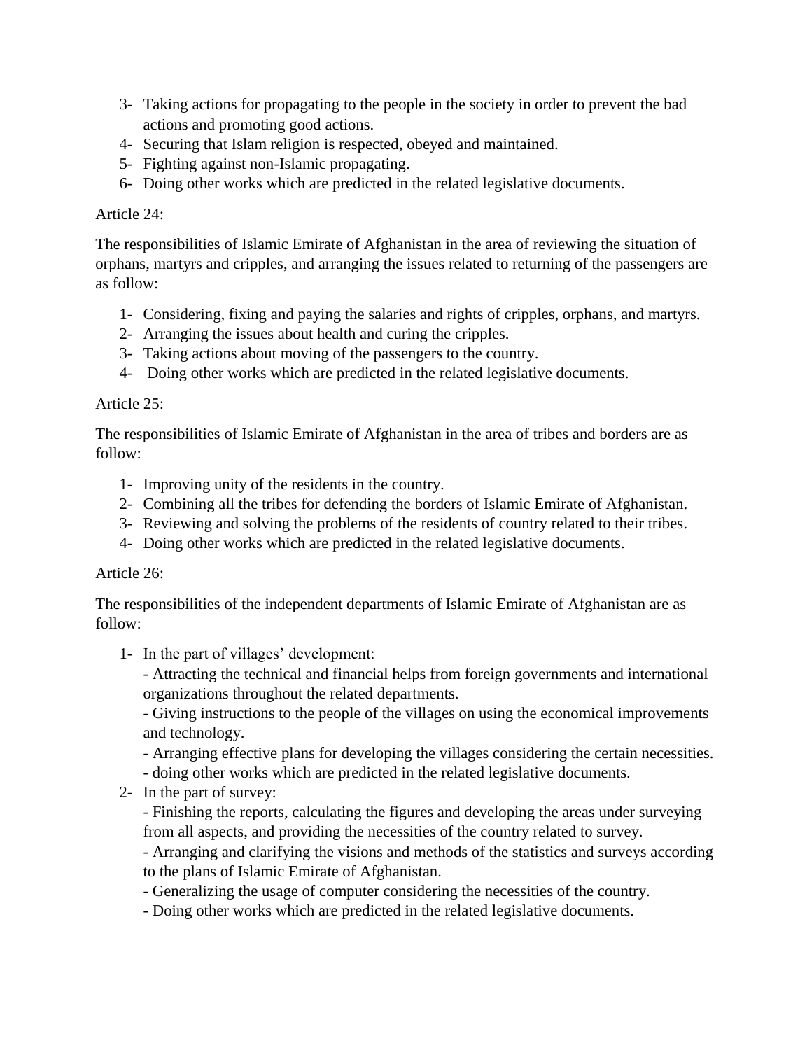3- Taking actions for propagating to the people in the society in order to prevent the bad actions and promoting good actions.
4- Securing that Islam religion is respected, obeyed and maintained.
5- Fighting against non-Islamic propagating.
6- Doing other works which are predicted in the related legislative documents.

Article 24:

The responsibilities of Islamic Emirate of Afghanistan in the area of reviewing the situation of orphans, martyrs and cripples, and arranging the issues related to returning of the passengers are as follow:

1- Considering, fixing and paying the salaries and rights of cripples, orphans, and martyrs.
2- Arranging the issues about health and curing the cripples.
3- Taking actions about moving of the passengers to the country.
4- Doing other works which are predicted in the related legislative documents.

Article 25:

The responsibilities of Islamic Emirate of Afghanistan in the area of tribes and borders are as follow:

1- Improving unity of the residents in the country.
2- Combining all the tribes for defending the borders of Islamic Emirate of Afghanistan.
3- Reviewing and solving the problems of the residents of country related to their tribes.
4- Doing other works which are predicted in the related legislative documents.

Article 26:

The responsibilities of the independent departments of Islamic Emirate of Afghanistan are as follow:

1- In the part of villages' development:
   - Attracting the technical and financial helps from foreign governments and international organizations throughout the related departments.
   - Giving instructions to the people of the villages on using the economical improvements and technology.
   - Arranging effective plans for developing the villages considering the certain necessities.
   - doing other works which are predicted in the related legislative documents.
2- In the part of survey:
   - Finishing the reports, calculating the figures and developing the areas under surveying from all aspects, and providing the necessities of the country related to survey.
   - Arranging and clarifying the visions and methods of the statistics and surveys according to the plans of Islamic Emirate of Afghanistan.
   - Generalizing the usage of computer considering the necessities of the country.
   - Doing other works which are predicted in the related legislative documents.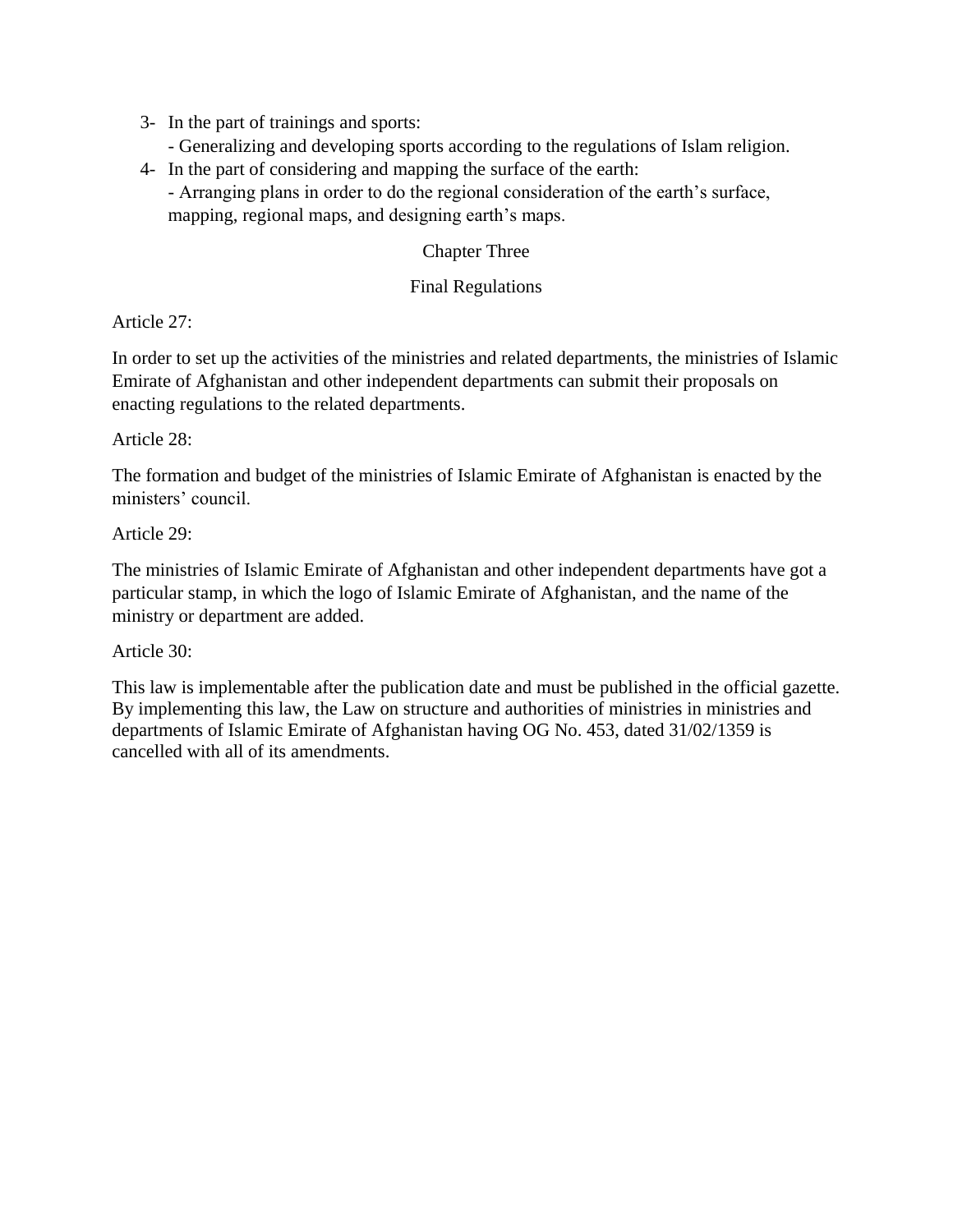3- In the part of trainings and sports:
   - Generalizing and developing sports according to the regulations of Islam religion.
4- In the part of considering and mapping the surface of the earth:
   - Arranging plans in order to do the regional consideration of the earth's surface, mapping, regional maps, and designing earth's maps.

## Chapter Three

## Final Regulations

Article 27:

In order to set up the activities of the ministries and related departments, the ministries of Islamic Emirate of Afghanistan and other independent departments can submit their proposals on enacting regulations to the related departments.

Article 28:

The formation and budget of the ministries of Islamic Emirate of Afghanistan is enacted by the ministers' council.

Article 29:

The ministries of Islamic Emirate of Afghanistan and other independent departments have got a particular stamp, in which the logo of Islamic Emirate of Afghanistan, and the name of the ministry or department are added.

Article 30:

This law is implementable after the publication date and must be published in the official gazette. By implementing this law, the Law on structure and authorities of ministries in ministries and departments of Islamic Emirate of Afghanistan having OG No. 453, dated 31/02/1359 is cancelled with all of its amendments.